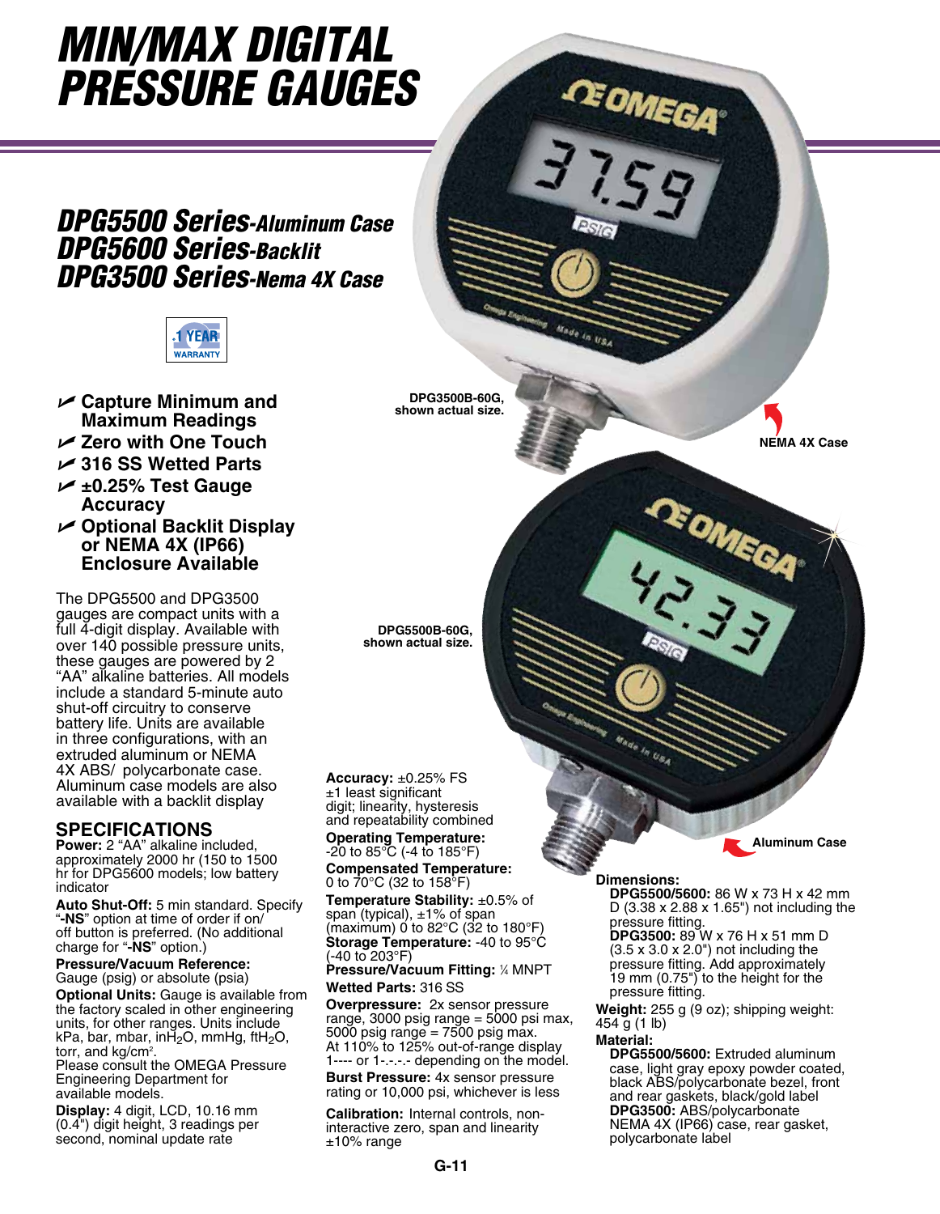# MIN/MAX DIGITAL PRESSURE GAUGES

## DPG5500 Series-Aluminum Case
## DPG5600 Series-Backlit
## DPG3500 Series-Nema 4X Case

1 YEAR WARRANTY

- **Capture Minimum and Maximum Readings**
- **Zero with One Touch**
- **316 SS Wetted Parts**
- **±0.25% Test Gauge Accuracy**
- **Optional Backlit Display or NEMA 4X (IP66) Enclosure Available**

DPG3500B-60G, shown actual size.

NEMA 4X Case

DPG5500B-60G, shown actual size.

Aluminum Case

The DPG5500 and DPG3500 gauges are compact units with a full 4-digit display. Available with over 140 possible pressure units, these gauges are powered by 2 "AA" alkaline batteries. All models include a standard 5-minute auto shut-off circuitry to conserve battery life. Units are available in three configurations, with an extruded aluminum or NEMA 4X ABS/ polycarbonate case. Aluminum case models are also available with a backlit display

## SPECIFICATIONS

**Power:** 2 "AA" alkaline included, approximately 2000 hr (150 to 1500 hr for DPG5600 models; low battery indicator

**Auto Shut-Off:** 5 min standard. Specify "**-NS**" option at time of order if on/off button is preferred. (No additional charge for "**-NS**" option.)

**Pressure/Vacuum Reference:** Gauge (psig) or absolute (psia)

**Optional Units:** Gauge is available from the factory scaled in other engineering units, for other ranges. Units include kPa, bar, mbar, in$H_2$O, mmHg, ft$H_2$O, torr, and kg/cm$^2$.
Please consult the OMEGA Pressure Engineering Department for available models.

**Display:** 4 digit, LCD, 10.16 mm (0.4") digit height, 3 readings per second, nominal update rate

**Accuracy:** ±0.25% FS ±1 least significant digit; linearity, hysteresis and repeatability combined

**Operating Temperature:** -20 to 85°C (-4 to 185°F)

**Compensated Temperature:** 0 to 70°C (32 to 158°F)

**Temperature Stability:** ±0.5% of span (typical), ±1% of span (maximum) 0 to 82°C (32 to 180°F)

**Storage Temperature:** -40 to 95°C (-40 to 203°F)

**Pressure/Vacuum Fitting:** ¼ MNPT

**Wetted Parts:** 316 SS

**Overpressure:** 2x sensor pressure range, 3000 psig range = 5000 psi max, 5000 psig range = 7500 psig max. At 110% to 125% out-of-range display 1---- or 1-.-.-.- depending on the model.

**Burst Pressure:** 4x sensor pressure rating or 10,000 psi, whichever is less

**Calibration:** Internal controls, non-interactive zero, span and linearity ±10% range

**Dimensions:**
**DPG5500/5600:** 86 W x 73 H x 42 mm D (3.38 x 2.88 x 1.65") not including the pressure fitting.
**DPG3500:** 89 W x 76 H x 51 mm D (3.5 x 3.0 x 2.0") not including the pressure fitting. Add approximately 19 mm (0.75") to the height for the pressure fitting.

**Weight:** 255 g (9 oz); shipping weight: 454 g (1 lb)

**Material:**
**DPG5500/5600:** Extruded aluminum case, light gray epoxy powder coated, black ABS/polycarbonate bezel, front and rear gaskets, black/gold label
**DPG3500:** ABS/polycarbonate NEMA 4X (IP66) case, rear gasket, polycarbonate label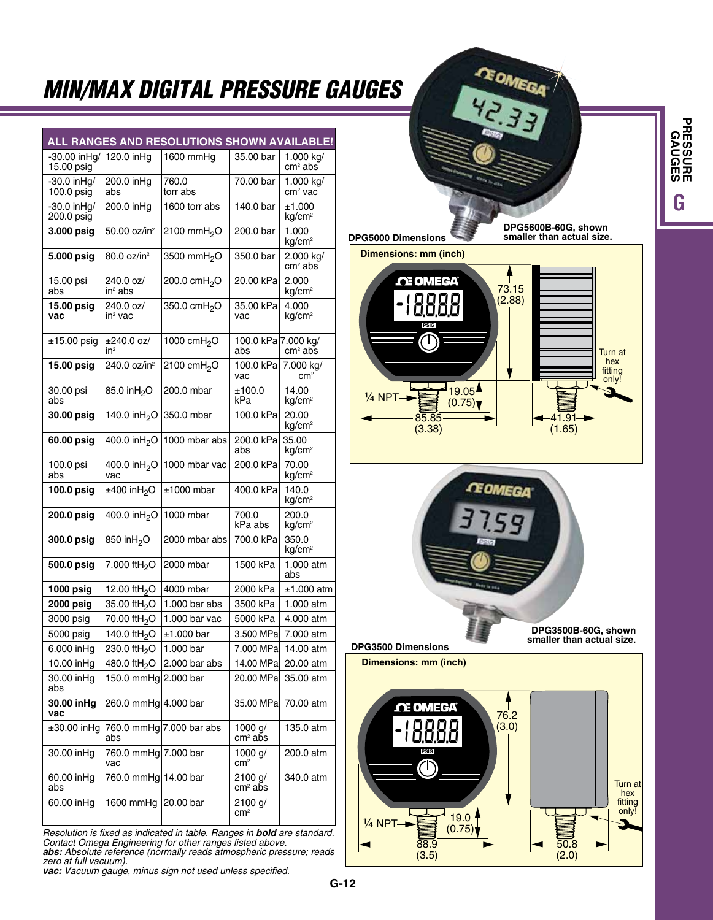# MIN/MAX DIGITAL PRESSURE GAUGES

| ALL RANGES AND RESOLUTIONS SHOWN AVAILABLE! | | | | |
|---|---|---|---|---|
| -30.00 inHg/ 15.00 psig | 120.0 inHg | 1600 mmHg | 35.00 bar | 1.000 kg/ cm² abs |
| -30.0 inHg/ 100.0 psig | 200.0 inHg abs | 760.0 torr abs | 70.00 bar | 1.000 kg/ cm² vac |
| -30.0 inHg/ 200.0 psig | 200.0 inHg | 1600 torr abs | 140.0 bar | ±1.000 kg/cm² |
| **3.000 psig** | 50.00 oz/in² | 2100 mm$H_2O$ | 200.0 bar | 1.000 kg/cm² |
| **5.000 psig** | 80.0 oz/in² | 3500 mm$H_2O$ | 350.0 bar | 2.000 kg/ cm² abs |
| 15.00 psi abs | 240.0 oz/ in² abs | 200.0 cm$H_2O$ | 20.00 kPa | 2.000 kg/cm² |
| **15.00 psig vac** | 240.0 oz/ in² vac | 350.0 cm$H_2O$ | 35.00 kPa vac | 4.000 kg/cm² |
| ±15.00 psig | ±240.0 oz/ in² | 1000 cm$H_2O$ | 100.0 kPa abs | 7.000 kg/ cm² abs |
| **15.00 psig** | 240.0 oz/in² | 2100 cm$H_2O$ | 100.0 kPa vac | 7.000 kg/ cm² |
| 30.00 psi abs | 85.0 in$H_2O$ | 200.0 mbar | ±100.0 kPa | 14.00 kg/cm² |
| **30.00 psig** | 140.0 in$H_2O$ | 350.0 mbar | 100.0 kPa | 20.00 kg/cm² |
| **60.00 psig** | 400.0 in$H_2O$ | 1000 mbar abs | 200.0 kPa abs | 35.00 kg/cm² |
| 100.0 psi abs | 400.0 in$H_2O$ vac | 1000 mbar vac | 200.0 kPa | 70.00 kg/cm² |
| **100.0 psig** | ±400 in$H_2O$ | ±1000 mbar | 400.0 kPa | 140.0 kg/cm² |
| **200.0 psig** | 400.0 in$H_2O$ | 1000 mbar | 700.0 kPa abs | 200.0 kg/cm² |
| **300.0 psig** | 850 in$H_2O$ | 2000 mbar abs | 700.0 kPa | 350.0 kg/cm² |
| **500.0 psig** | 7.000 ft$H_2O$ | 2000 mbar | 1500 kPa | 1.000 atm abs |
| **1000 psig** | 12.00 ft$H_2O$ | 4000 mbar | 2000 kPa | ±1.000 atm |
| **2000 psig** | 35.00 ft$H_2O$ | 1.000 bar abs | 3500 kPa | 1.000 atm |
| 3000 psig | 70.00 ft$H_2O$ | 1.000 bar vac | 5000 kPa | 4.000 atm |
| 5000 psig | 140.0 ft$H_2O$ | ±1.000 bar | 3.500 MPa | 7.000 atm |
| 6.000 inHg | 230.0 ft$H_2O$ | 1.000 bar | 7.000 MPa | 14.00 atm |
| 10.00 inHg | 480.0 ft$H_2O$ | 2.000 bar abs | 14.00 MPa | 20.00 atm |
| 30.00 inHg abs | 150.0 mmHg | 2.000 bar | 20.00 MPa | 35.00 atm |
| **30.00 inHg vac** | 260.0 mmHg | 4.000 bar | 35.00 MPa | 70.00 atm |
| ±30.00 inHg | 760.0 mmHg abs | 7.000 bar abs | 1000 g/ cm² abs | 135.0 atm |
| 30.00 inHg | 760.0 mmHg vac | 7.000 bar | 1000 g/ cm² | 200.0 atm |
| 60.00 inHg abs | 760.0 mmHg | 14.00 bar | 2100 g/ cm² abs | 340.0 atm |
| 60.00 inHg | 1600 mmHg | 20.00 bar | 2100 g/ cm² | |

*Resolution is fixed as indicated in table. Ranges in **bold** are standard. Contact Omega Engineering for other ranges listed above.*
***abs:** Absolute reference (normally reads atmospheric pressure; reads zero at full vacuum).*
***vac:** Vacuum gauge, minus sign not used unless specified.*

**DPG5600B-60G, shown smaller than actual size.**

**DPG5000 Dimensions**

**Dimensions: mm (inch)**

73.15 (2.88); ¼ NPT; 19.05 (0.75); 85.85 (3.38); 41.91 (1.65); Turn at hex fitting only!

**DPG3500B-60G, shown smaller than actual size.**

**DPG3500 Dimensions**

**Dimensions: mm (inch)**

76.2 (3.0); ¼ NPT; 19.0 (0.75); 88.9 (3.5); 50.8 (2.0); Turn at hex fitting only!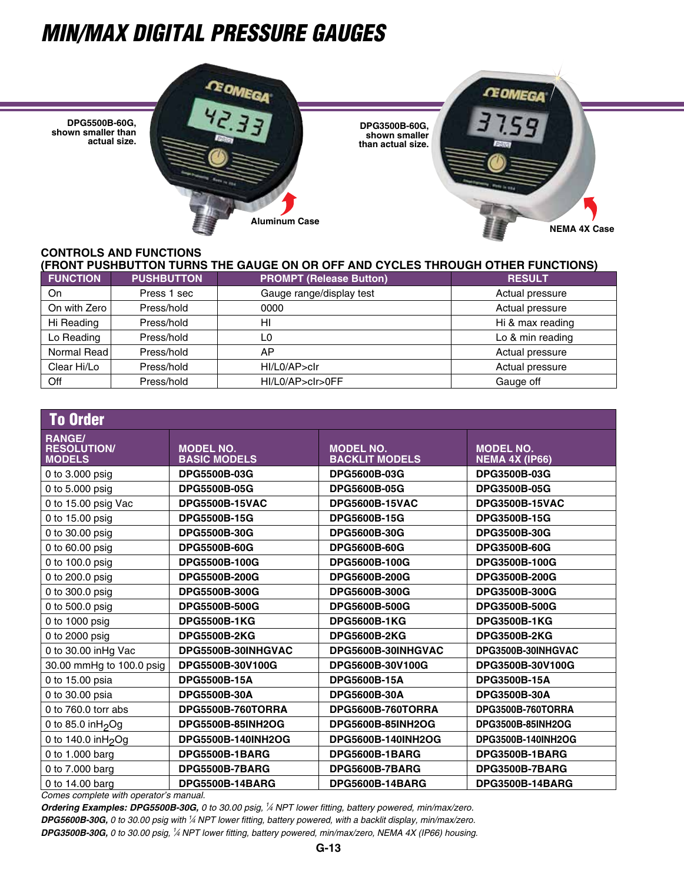# MIN/MAX DIGITAL PRESSURE GAUGES

DPG5500B-60G, shown smaller than actual size.

Aluminum Case

DPG3500B-60G, shown smaller than actual size.

NEMA 4X Case

### CONTROLS AND FUNCTIONS
### (FRONT PUSHBUTTON TURNS THE GAUGE ON OR OFF AND CYCLES THROUGH OTHER FUNCTIONS)

| FUNCTION | PUSHBUTTON | PROMPT (Release Button) | RESULT |
|---|---|---|---|
| On | Press 1 sec | Gauge range/display test | Actual pressure |
| On with Zero | Press/hold | 0000 | Actual pressure |
| Hi Reading | Press/hold | HI | Hi & max reading |
| Lo Reading | Press/hold | L0 | Lo & min reading |
| Normal Read | Press/hold | AP | Actual pressure |
| Clear Hi/Lo | Press/hold | HI/L0/AP>clr | Actual pressure |
| Off | Press/hold | HI/L0/AP>clr>0FF | Gauge off |

## To Order

| RANGE/ RESOLUTION/ MODELS | MODEL NO. BASIC MODELS | MODEL NO. BACKLIT MODELS | MODEL NO. NEMA 4X (IP66) |
|---|---|---|---|
| 0 to 3.000 psig | **DPG5500B-03G** | **DPG5600B-03G** | **DPG3500B-03G** |
| 0 to 5.000 psig | **DPG5500B-05G** | **DPG5600B-05G** | **DPG3500B-05G** |
| 0 to 15.00 psig Vac | **DPG5500B-15VAC** | **DPG5600B-15VAC** | **DPG3500B-15VAC** |
| 0 to 15.00 psig | **DPG5500B-15G** | **DPG5600B-15G** | **DPG3500B-15G** |
| 0 to 30.00 psig | **DPG5500B-30G** | **DPG5600B-30G** | **DPG3500B-30G** |
| 0 to 60.00 psig | **DPG5500B-60G** | **DPG5600B-60G** | **DPG3500B-60G** |
| 0 to 100.0 psig | **DPG5500B-100G** | **DPG5600B-100G** | **DPG3500B-100G** |
| 0 to 200.0 psig | **DPG5500B-200G** | **DPG5600B-200G** | **DPG3500B-200G** |
| 0 to 300.0 psig | **DPG5500B-300G** | **DPG5600B-300G** | **DPG3500B-300G** |
| 0 to 500.0 psig | **DPG5500B-500G** | **DPG5600B-500G** | **DPG3500B-500G** |
| 0 to 1000 psig | **DPG5500B-1KG** | **DPG5600B-1KG** | **DPG3500B-1KG** |
| 0 to 2000 psig | **DPG5500B-2KG** | **DPG5600B-2KG** | **DPG3500B-2KG** |
| 0 to 30.00 inHg Vac | **DPG5500B-30INHGVAC** | **DPG5600B-30INHGVAC** | **DPG3500B-30INHGVAC** |
| 30.00 mmHg to 100.0 psig | **DPG5500B-30V100G** | **DPG5600B-30V100G** | **DPG3500B-30V100G** |
| 0 to 15.00 psia | **DPG5500B-15A** | **DPG5600B-15A** | **DPG3500B-15A** |
| 0 to 30.00 psia | **DPG5500B-30A** | **DPG5600B-30A** | **DPG3500B-30A** |
| 0 to 760.0 torr abs | **DPG5500B-760TORRA** | **DPG5600B-760TORRA** | **DPG3500B-760TORRA** |
| 0 to 85.0 in$H_2O$g | **DPG5500B-85INH2OG** | **DPG5600B-85INH2OG** | **DPG3500B-85INH2OG** |
| 0 to 140.0 in$H_2O$g | **DPG5500B-140INH2OG** | **DPG5600B-140INH2OG** | **DPG3500B-140INH2OG** |
| 0 to 1.000 barg | **DPG5500B-1BARG** | **DPG5600B-1BARG** | **DPG3500B-1BARG** |
| 0 to 7.000 barg | **DPG5500B-7BARG** | **DPG5600B-7BARG** | **DPG3500B-7BARG** |
| 0 to 14.00 barg | **DPG5500B-14BARG** | **DPG5600B-14BARG** | **DPG3500B-14BARG** |

*Comes complete with operator's manual.*

***Ordering Examples: DPG5500B-30G,*** *0 to 30.00 psig, ¼ NPT lower fitting, battery powered, min/max/zero.*

***DPG5600B-30G,*** *0 to 30.00 psig with ¼ NPT lower fitting, battery powered, with a backlit display, min/max/zero.*

***DPG3500B-30G,*** *0 to 30.00 psig, ¼ NPT lower fitting, battery powered, min/max/zero, NEMA 4X (IP66) housing.*